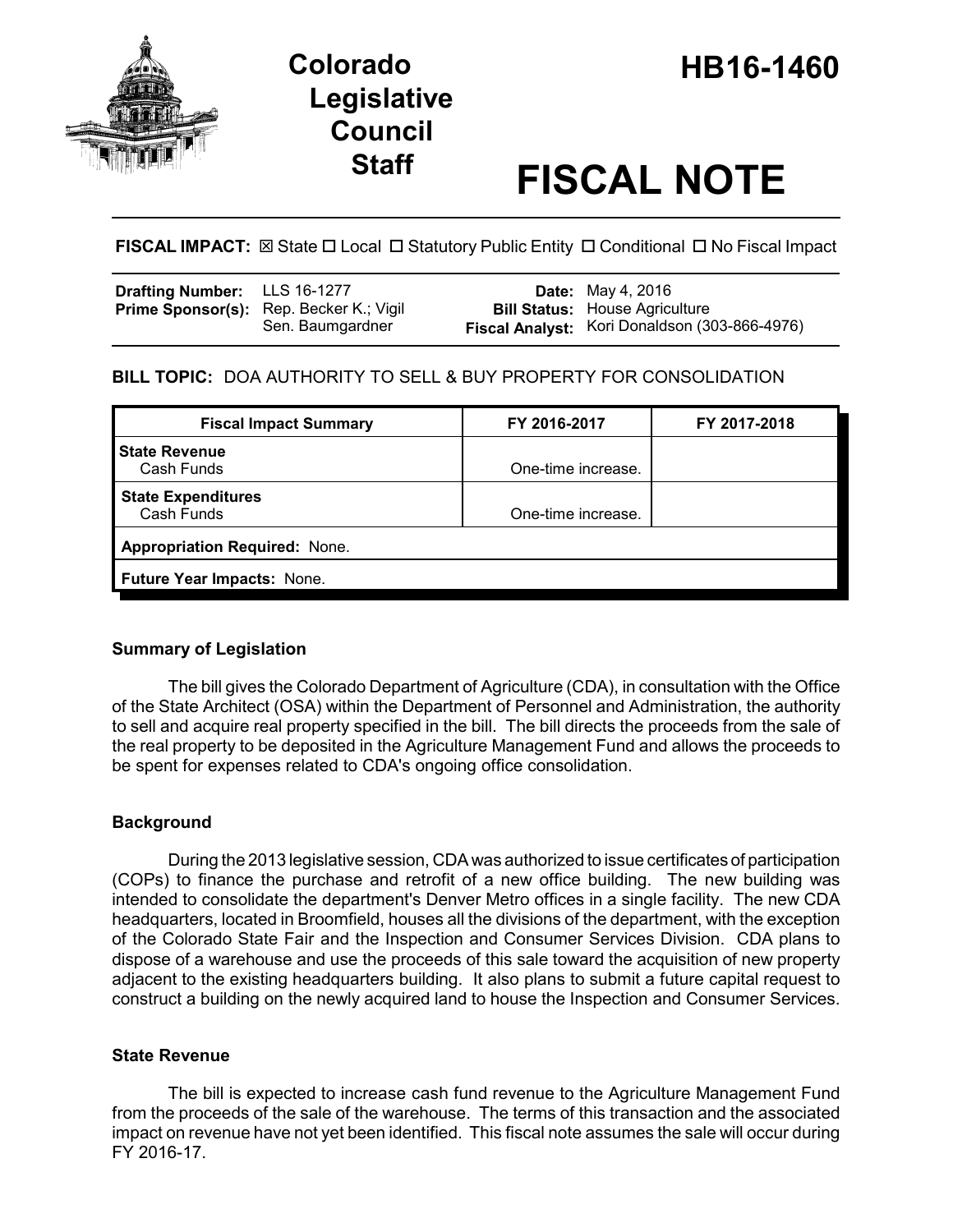# Colorado Legislative Council Staff

# HB16-1460

# FISCAL NOTE

**FISCAL IMPACT:** ☒ State ☐ Local ☐ Statutory Public Entity ☐ Conditional ☐ No Fiscal Impact

| | | | |
|---|---|---|---|
| **Drafting Number:** | LLS 16-1277 | **Date:** | May 4, 2016 |
| **Prime Sponsor(s):** | Rep. Becker K.; Vigil<br>Sen. Baumgardner | **Bill Status:** | House Agriculture |
| | | **Fiscal Analyst:** | Kori Donaldson (303-866-4976) |

**BILL TOPIC:** DOA AUTHORITY TO SELL & BUY PROPERTY FOR CONSOLIDATION

| Fiscal Impact Summary | FY 2016-2017 | FY 2017-2018 |
|---|---|---|
| **State Revenue**<br>Cash Funds | One-time increase. | |
| **State Expenditures**<br>Cash Funds | One-time increase. | |
| **Appropriation Required:** None. | | |
| **Future Year Impacts:** None. | | |

### Summary of Legislation

The bill gives the Colorado Department of Agriculture (CDA), in consultation with the Office of the State Architect (OSA) within the Department of Personnel and Administration, the authority to sell and acquire real property specified in the bill. The bill directs the proceeds from the sale of the real property to be deposited in the Agriculture Management Fund and allows the proceeds to be spent for expenses related to CDA's ongoing office consolidation.

### Background

During the 2013 legislative session, CDA was authorized to issue certificates of participation (COPs) to finance the purchase and retrofit of a new office building. The new building was intended to consolidate the department's Denver Metro offices in a single facility. The new CDA headquarters, located in Broomfield, houses all the divisions of the department, with the exception of the Colorado State Fair and the Inspection and Consumer Services Division. CDA plans to dispose of a warehouse and use the proceeds of this sale toward the acquisition of new property adjacent to the existing headquarters building. It also plans to submit a future capital request to construct a building on the newly acquired land to house the Inspection and Consumer Services.

### State Revenue

The bill is expected to increase cash fund revenue to the Agriculture Management Fund from the proceeds of the sale of the warehouse. The terms of this transaction and the associated impact on revenue have not yet been identified. This fiscal note assumes the sale will occur during FY 2016-17.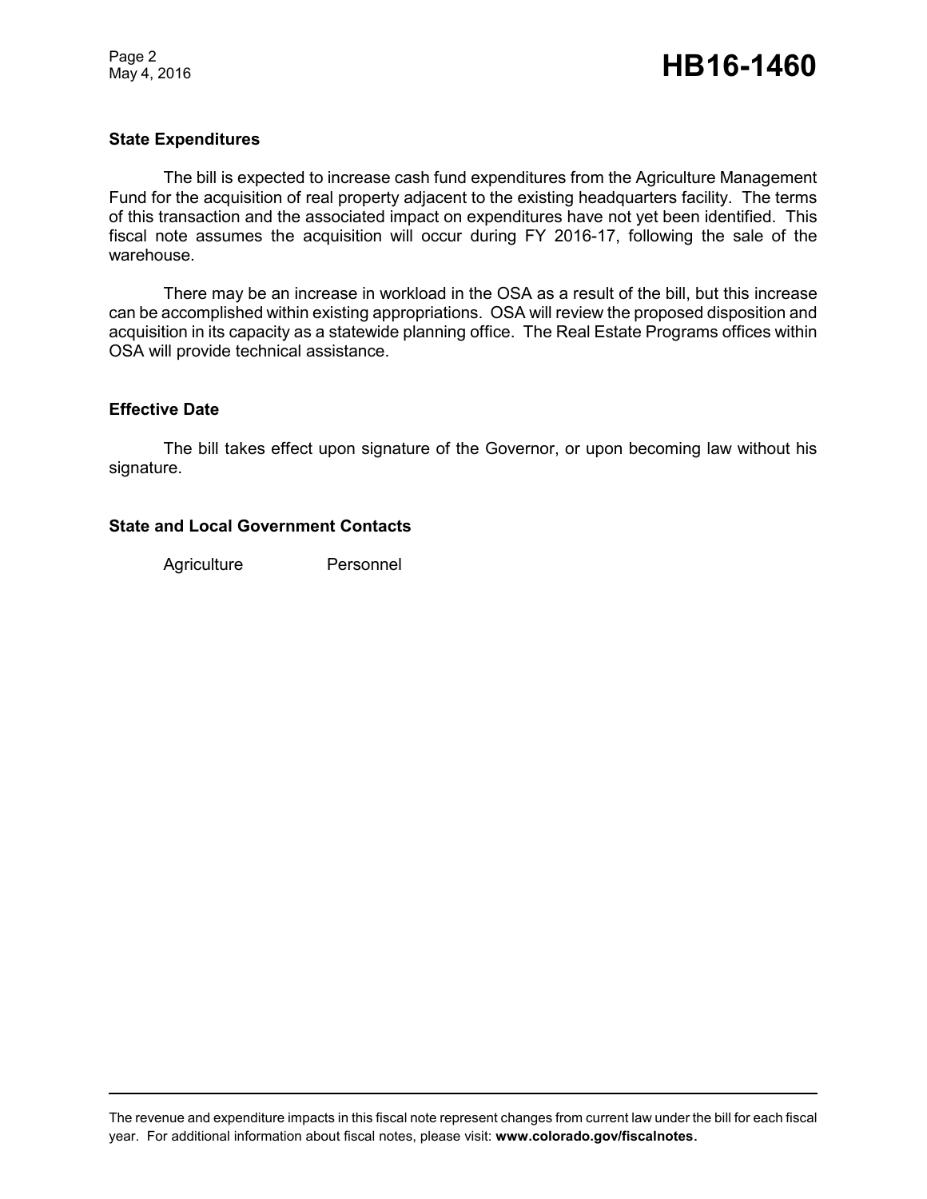**State Expenditures**

The bill is expected to increase cash fund expenditures from the Agriculture Management Fund for the acquisition of real property adjacent to the existing headquarters facility. The terms of this transaction and the associated impact on expenditures have not yet been identified. This fiscal note assumes the acquisition will occur during FY 2016-17, following the sale of the warehouse.

There may be an increase in workload in the OSA as a result of the bill, but this increase can be accomplished within existing appropriations. OSA will review the proposed disposition and acquisition in its capacity as a statewide planning office. The Real Estate Programs offices within OSA will provide technical assistance.

**Effective Date**

The bill takes effect upon signature of the Governor, or upon becoming law without his signature.

**State and Local Government Contacts**

Agriculture Personnel

The revenue and expenditure impacts in this fiscal note represent changes from current law under the bill for each fiscal year. For additional information about fiscal notes, please visit: **www.colorado.gov/fiscalnotes.**